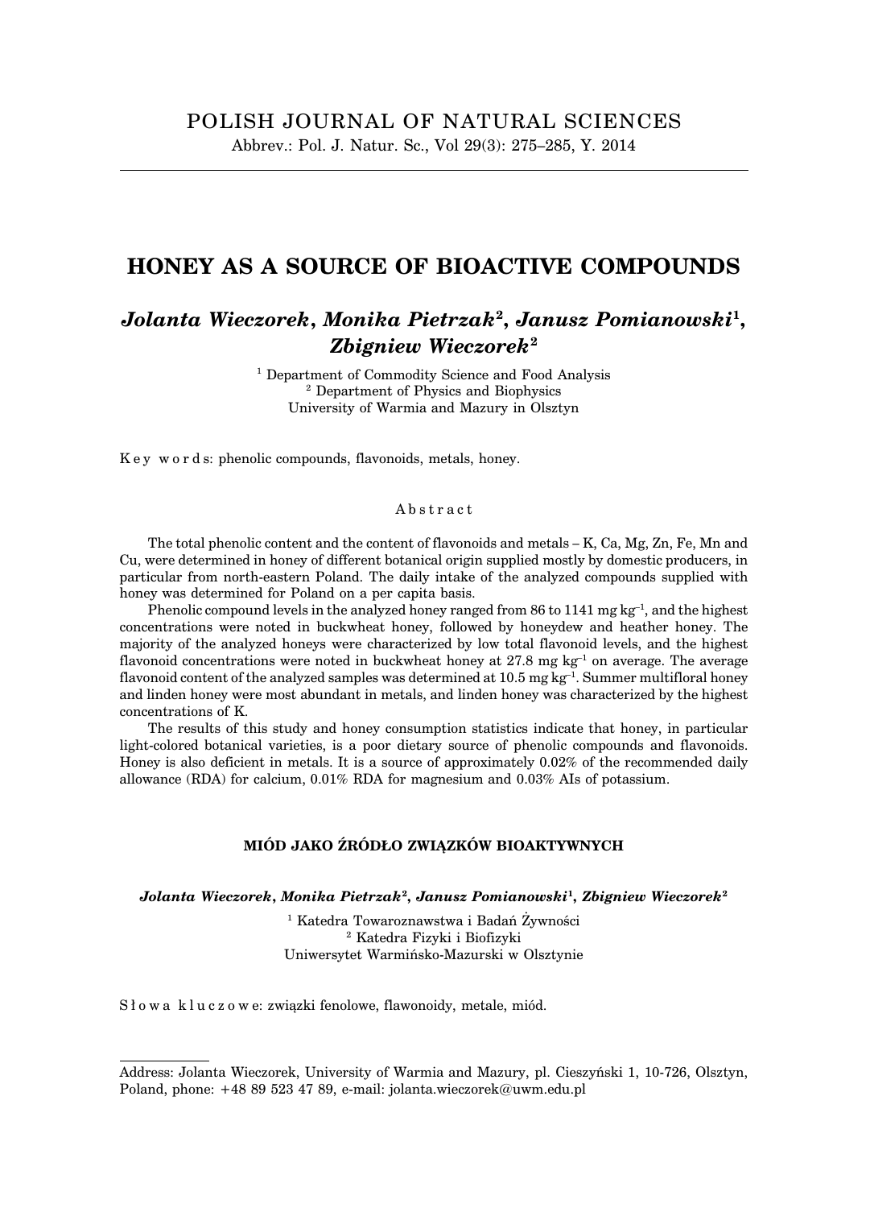POLISH JOURNAL OF NATURAL SCIENCES

# HONEY AS A SOURCE OF BIOACTIVE COMPOUNDS

***Jolanta Wieczorek, Monika Pietrzak[2], Janusz Pomianowski[1], Zbigniew Wieczorek[2]***

[1] Department of Commodity Science and Food Analysis
[2] Department of Physics and Biophysics
University of Warmia and Mazury in Olsztyn

Key words: phenolic compounds, flavonoids, metals, honey.

## Abstract

The total phenolic content and the content of flavonoids and metals – K, Ca, Mg, Zn, Fe, Mn and Cu, were determined in honey of different botanical origin supplied mostly by domestic producers, in particular from north-eastern Poland. The daily intake of the analyzed compounds supplied with honey was determined for Poland on a per capita basis.

Phenolic compound levels in the analyzed honey ranged from 86 to 1141 mg $kg^{-1}$, and the highest concentrations were noted in buckwheat honey, followed by honeydew and heather honey. The majority of the analyzed honeys were characterized by low total flavonoid levels, and the highest flavonoid concentrations were noted in buckwheat honey at 27.8 mg $kg^{-1}$ on average. The average flavonoid content of the analyzed samples was determined at 10.5 mg $kg^{-1}$. Summer multifloral honey and linden honey were most abundant in metals, and linden honey was characterized by the highest concentrations of K.

The results of this study and honey consumption statistics indicate that honey, in particular light-colored botanical varieties, is a poor dietary source of phenolic compounds and flavonoids. Honey is also deficient in metals. It is a source of approximately 0.02% of the recommended daily allowance (RDA) for calcium, 0.01% RDA for magnesium and 0.03% AIs of potassium.

## MIÓD JAKO ŹRÓDŁO ZWIĄZKÓW BIOAKTYWNYCH

***Jolanta Wieczorek, Monika Pietrzak[2], Janusz Pomianowski[1], Zbigniew Wieczorek[2]***

[1] Katedra Towaroznawstwa i Badań Żywności
[2] Katedra Fizyki i Biofizyki
Uniwersytet Warmińsko-Mazurski w Olsztynie

Słowa kluczowe: związki fenolowe, flawonoidy, metale, miód.

---

Address: Jolanta Wieczorek, University of Warmia and Mazury, pl. Cieszyński 1, 10-726, Olsztyn, Poland, phone: +48 89 523 47 89, e-mail: jolanta.wieczorek@uwm.edu.pl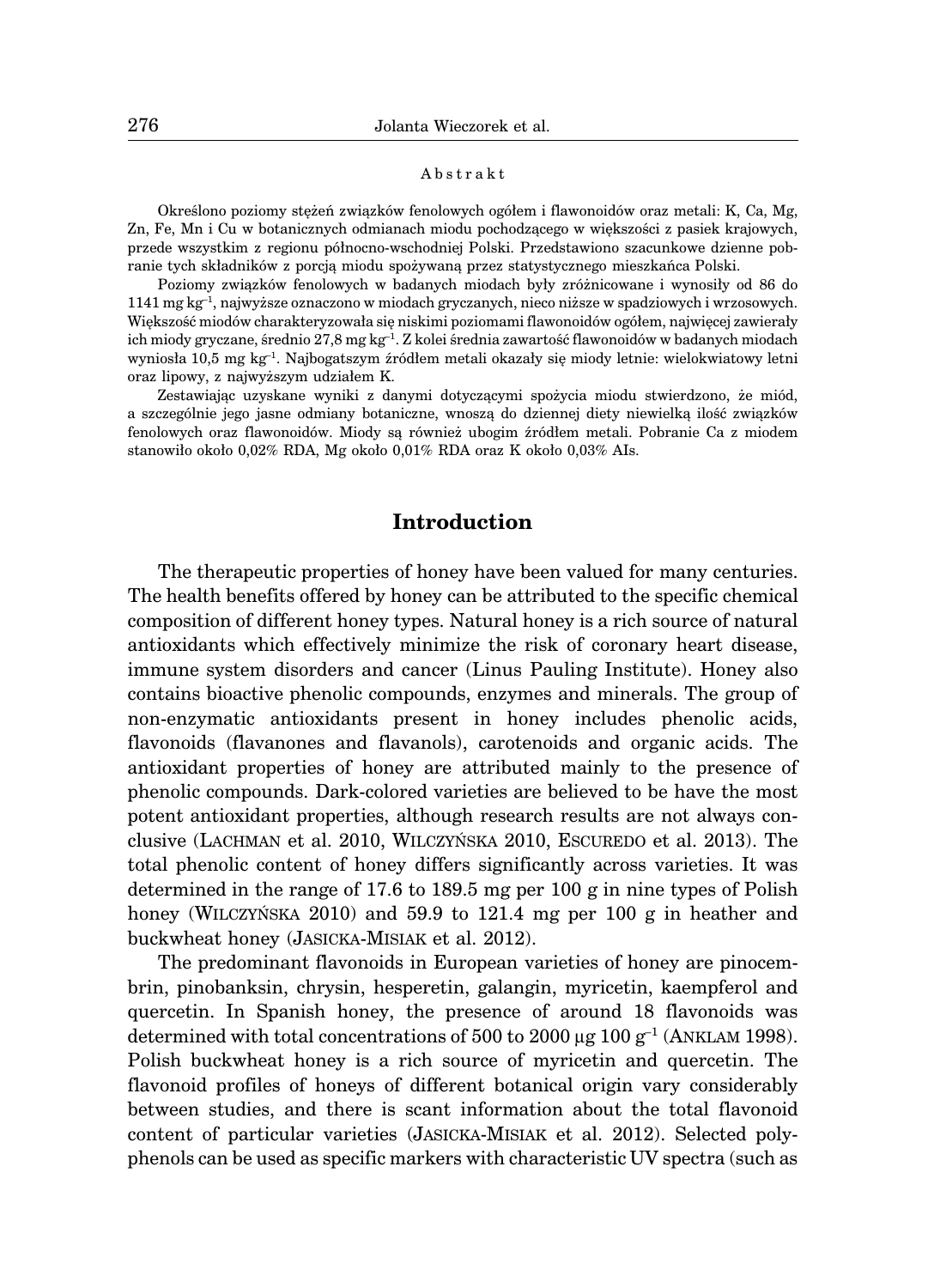A b s t r a k t

Określono poziomy stężeń związków fenolowych ogółem i flawonoidów oraz metali: K, Ca, Mg, Zn, Fe, Mn i Cu w botanicznych odmianach miodu pochodzącego w większości z pasiek krajowych, przede wszystkim z regionu północno-wschodniej Polski. Przedstawiono szacunkowe dzienne pobranie tych składników z porcją miodu spożywaną przez statystycznego mieszkańca Polski.

Poziomy związków fenolowych w badanych miodach były zróżnicowane i wynosiły od 86 do 1141 mg kg$^{-1}$, najwyższe oznaczono w miodach gryczanych, nieco niższe w spadziowych i wrzosowych. Większość miodów charakteryzowała się niskimi poziomami flawonoidów ogółem, najwięcej zawierały ich miody gryczane, średnio 27,8 mg kg$^{-1}$. Z kolei średnia zawartość flawonoidów w badanych miodach wyniosła 10,5 mg kg$^{-1}$. Najbogatszym źródłem metali okazały się miody letnie: wielokwiatowy letni oraz lipowy, z najwyższym udziałem K.

Zestawiając uzyskane wyniki z danymi dotyczącymi spożycia miodu stwierdzono, że miód, a szczególnie jego jasne odmiany botaniczne, wnoszą do dziennej diety niewielką ilość związków fenolowych oraz flawonoidów. Miody są również ubogim źródłem metali. Pobranie Ca z miodem stanowiło około 0,02% RDA, Mg około 0,01% RDA oraz K około 0,03% AIs.

## Introduction

The therapeutic properties of honey have been valued for many centuries. The health benefits offered by honey can be attributed to the specific chemical composition of different honey types. Natural honey is a rich source of natural antioxidants which effectively minimize the risk of coronary heart disease, immune system disorders and cancer (Linus Pauling Institute). Honey also contains bioactive phenolic compounds, enzymes and minerals. The group of non-enzymatic antioxidants present in honey includes phenolic acids, flavonoids (flavanones and flavanols), carotenoids and organic acids. The antioxidant properties of honey are attributed mainly to the presence of phenolic compounds. Dark-colored varieties are believed to be have the most potent antioxidant properties, although research results are not always conclusive (LACHMAN et al. 2010, WILCZYŃSKA 2010, ESCUREDO et al. 2013). The total phenolic content of honey differs significantly across varieties. It was determined in the range of 17.6 to 189.5 mg per 100 g in nine types of Polish honey (WILCZYŃSKA 2010) and 59.9 to 121.4 mg per 100 g in heather and buckwheat honey (JASICKA-MISIAK et al. 2012).

The predominant flavonoids in European varieties of honey are pinocembrin, pinobanksin, chrysin, hesperetin, galangin, myricetin, kaempferol and quercetin. In Spanish honey, the presence of around 18 flavonoids was determined with total concentrations of 500 to 2000 μg 100 g$^{-1}$ (ANKLAM 1998). Polish buckwheat honey is a rich source of myricetin and quercetin. The flavonoid profiles of honeys of different botanical origin vary considerably between studies, and there is scant information about the total flavonoid content of particular varieties (JASICKA-MISIAK et al. 2012). Selected polyphenols can be used as specific markers with characteristic UV spectra (such as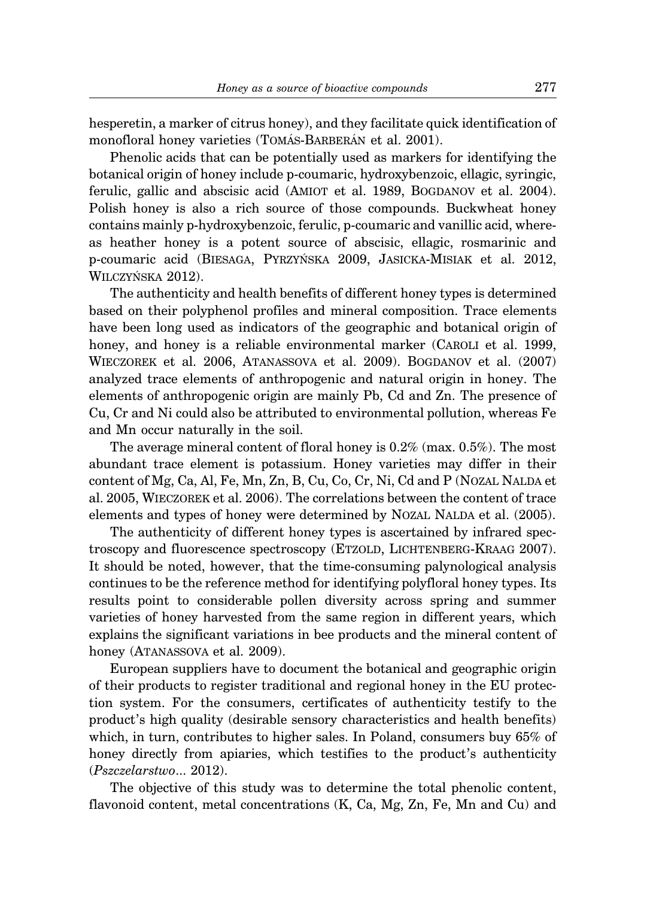hesperetin, a marker of citrus honey), and they facilitate quick identification of monofloral honey varieties (TOMÁS-BARBERÁN et al. 2001).

Phenolic acids that can be potentially used as markers for identifying the botanical origin of honey include p-coumaric, hydroxybenzoic, ellagic, syringic, ferulic, gallic and abscisic acid (AMIOT et al. 1989, BOGDANOV et al. 2004). Polish honey is also a rich source of those compounds. Buckwheat honey contains mainly p-hydroxybenzoic, ferulic, p-coumaric and vanillic acid, whereas heather honey is a potent source of abscisic, ellagic, rosmarinic and p-coumaric acid (BIESAGA, PYRZYŃSKA 2009, JASICKA-MISIAK et al. 2012, WILCZYŃSKA 2012).

The authenticity and health benefits of different honey types is determined based on their polyphenol profiles and mineral composition. Trace elements have been long used as indicators of the geographic and botanical origin of honey, and honey is a reliable environmental marker (CAROLI et al. 1999, WIECZOREK et al. 2006, ATANASSOVA et al. 2009). BOGDANOV et al. (2007) analyzed trace elements of anthropogenic and natural origin in honey. The elements of anthropogenic origin are mainly Pb, Cd and Zn. The presence of Cu, Cr and Ni could also be attributed to environmental pollution, whereas Fe and Mn occur naturally in the soil.

The average mineral content of floral honey is 0.2% (max. 0.5%). The most abundant trace element is potassium. Honey varieties may differ in their content of Mg, Ca, Al, Fe, Mn, Zn, B, Cu, Co, Cr, Ni, Cd and P (NOZAL NALDA et al. 2005, WIECZOREK et al. 2006). The correlations between the content of trace elements and types of honey were determined by NOZAL NALDA et al. (2005).

The authenticity of different honey types is ascertained by infrared spectroscopy and fluorescence spectroscopy (ETZOLD, LICHTENBERG-KRAAG 2007). It should be noted, however, that the time-consuming palynological analysis continues to be the reference method for identifying polyfloral honey types. Its results point to considerable pollen diversity across spring and summer varieties of honey harvested from the same region in different years, which explains the significant variations in bee products and the mineral content of honey (ATANASSOVA et al. 2009).

European suppliers have to document the botanical and geographic origin of their products to register traditional and regional honey in the EU protection system. For the consumers, certificates of authenticity testify to the product's high quality (desirable sensory characteristics and health benefits) which, in turn, contributes to higher sales. In Poland, consumers buy 65% of honey directly from apiaries, which testifies to the product's authenticity (*Pszczelarstwo*... 2012).

The objective of this study was to determine the total phenolic content, flavonoid content, metal concentrations (K, Ca, Mg, Zn, Fe, Mn and Cu) and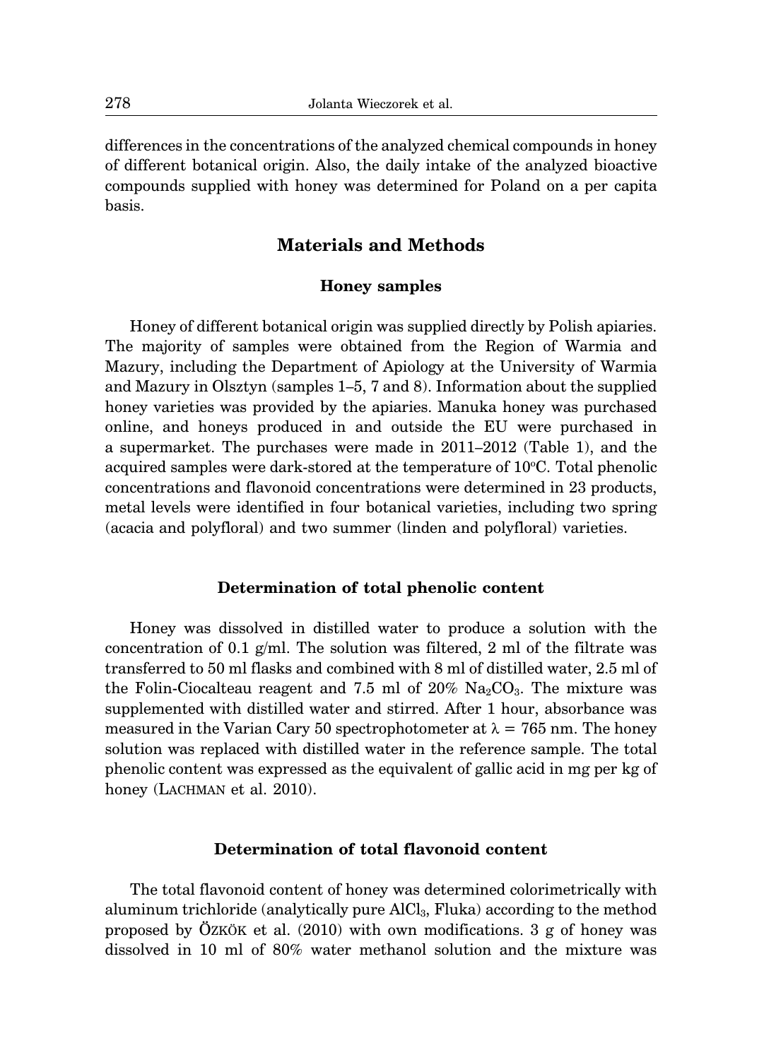differences in the concentrations of the analyzed chemical compounds in honey of different botanical origin. Also, the daily intake of the analyzed bioactive compounds supplied with honey was determined for Poland on a per capita basis.

## Materials and Methods

### Honey samples

Honey of different botanical origin was supplied directly by Polish apiaries. The majority of samples were obtained from the Region of Warmia and Mazury, including the Department of Apiology at the University of Warmia and Mazury in Olsztyn (samples 1–5, 7 and 8). Information about the supplied honey varieties was provided by the apiaries. Manuka honey was purchased online, and honeys produced in and outside the EU were purchased in a supermarket. The purchases were made in 2011–2012 (Table 1), and the acquired samples were dark-stored at the temperature of 10°C. Total phenolic concentrations and flavonoid concentrations were determined in 23 products, metal levels were identified in four botanical varieties, including two spring (acacia and polyfloral) and two summer (linden and polyfloral) varieties.

### Determination of total phenolic content

Honey was dissolved in distilled water to produce a solution with the concentration of 0.1 g/ml. The solution was filtered, 2 ml of the filtrate was transferred to 50 ml flasks and combined with 8 ml of distilled water, 2.5 ml of the Folin-Ciocalteau reagent and 7.5 ml of 20% $Na_2CO_3$. The mixture was supplemented with distilled water and stirred. After 1 hour, absorbance was measured in the Varian Cary 50 spectrophotometer at $\lambda$ = 765 nm. The honey solution was replaced with distilled water in the reference sample. The total phenolic content was expressed as the equivalent of gallic acid in mg per kg of honey (Lachman et al. 2010).

### Determination of total flavonoid content

The total flavonoid content of honey was determined colorimetrically with aluminum trichloride (analytically pure $AlCl_3$, Fluka) according to the method proposed by Özkök et al. (2010) with own modifications. 3 g of honey was dissolved in 10 ml of 80% water methanol solution and the mixture was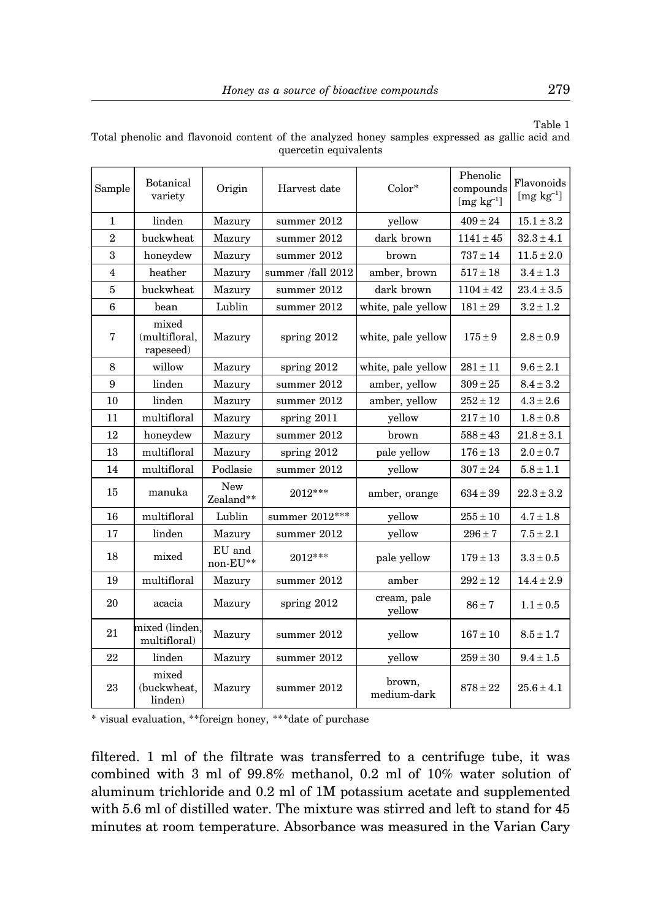Table 1

Total phenolic and flavonoid content of the analyzed honey samples expressed as gallic acid and quercetin equivalents

| Sample | Botanical variety | Origin | Harvest date | Color* | Phenolic compounds [mg $kg^{-1}$] | Flavonoids [mg $kg^{-1}$] |
|---|---|---|---|---|---|---|
| 1 | linden | Mazury | summer 2012 | yellow | $409 \pm 24$ | $15.1 \pm 3.2$ |
| 2 | buckwheat | Mazury | summer 2012 | dark brown | $1141 \pm 45$ | $32.3 \pm 4.1$ |
| 3 | honeydew | Mazury | summer 2012 | brown | $737 \pm 14$ | $11.5 \pm 2.0$ |
| 4 | heather | Mazury | summer /fall 2012 | amber, brown | $517 \pm 18$ | $3.4 \pm 1.3$ |
| 5 | buckwheat | Mazury | summer 2012 | dark brown | $1104 \pm 42$ | $23.4 \pm 3.5$ |
| 6 | bean | Lublin | summer 2012 | white, pale yellow | $181 \pm 29$ | $3.2 \pm 1.2$ |
| 7 | mixed (multifloral, rapeseed) | Mazury | spring 2012 | white, pale yellow | $175 \pm 9$ | $2.8 \pm 0.9$ |
| 8 | willow | Mazury | spring 2012 | white, pale yellow | $281 \pm 11$ | $9.6 \pm 2.1$ |
| 9 | linden | Mazury | summer 2012 | amber, yellow | $309 \pm 25$ | $8.4 \pm 3.2$ |
| 10 | linden | Mazury | summer 2012 | amber, yellow | $252 \pm 12$ | $4.3 \pm 2.6$ |
| 11 | multifloral | Mazury | spring 2011 | yellow | $217 \pm 10$ | $1.8 \pm 0.8$ |
| 12 | honeydew | Mazury | summer 2012 | brown | $588 \pm 43$ | $21.8 \pm 3.1$ |
| 13 | multifloral | Mazury | spring 2012 | pale yellow | $176 \pm 13$ | $2.0 \pm 0.7$ |
| 14 | multifloral | Podlasie | summer 2012 | yellow | $307 \pm 24$ | $5.8 \pm 1.1$ |
| 15 | manuka | New Zealand** | 2012*** | amber, orange | $634 \pm 39$ | $22.3 \pm 3.2$ |
| 16 | multifloral | Lublin | summer 2012*** | yellow | $255 \pm 10$ | $4.7 \pm 1.8$ |
| 17 | linden | Mazury | summer 2012 | yellow | $296 \pm 7$ | $7.5 \pm 2.1$ |
| 18 | mixed | EU and non-EU** | 2012*** | pale yellow | $179 \pm 13$ | $3.3 \pm 0.5$ |
| 19 | multifloral | Mazury | summer 2012 | amber | $292 \pm 12$ | $14.4 \pm 2.9$ |
| 20 | acacia | Mazury | spring 2012 | cream, pale yellow | $86 \pm 7$ | $1.1 \pm 0.5$ |
| 21 | mixed (linden, multifloral) | Mazury | summer 2012 | yellow | $167 \pm 10$ | $8.5 \pm 1.7$ |
| 22 | linden | Mazury | summer 2012 | yellow | $259 \pm 30$ | $9.4 \pm 1.5$ |
| 23 | mixed (buckwheat, linden) | Mazury | summer 2012 | brown, medium-dark | $878 \pm 22$ | $25.6 \pm 4.1$ |

* visual evaluation, **foreign honey, ***date of purchase

filtered. 1 ml of the filtrate was transferred to a centrifuge tube, it was combined with 3 ml of 99.8% methanol, 0.2 ml of 10% water solution of aluminum trichloride and 0.2 ml of 1M potassium acetate and supplemented with 5.6 ml of distilled water. The mixture was stirred and left to stand for 45 minutes at room temperature. Absorbance was measured in the Varian Cary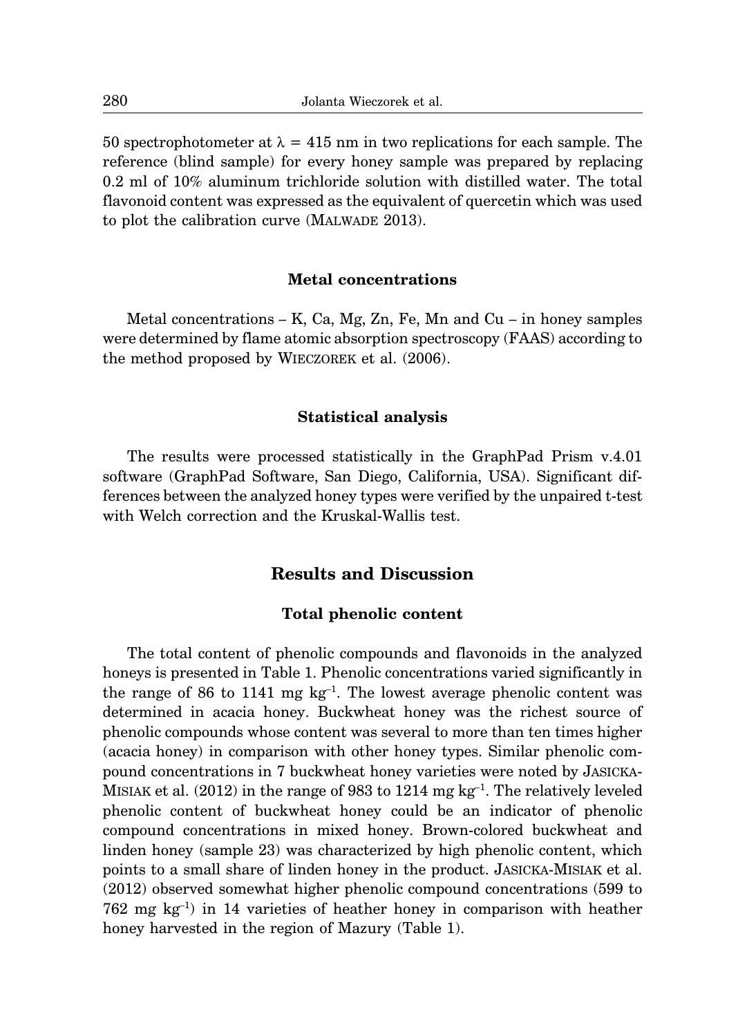50 spectrophotometer at $\lambda = 415$ nm in two replications for each sample. The reference (blind sample) for every honey sample was prepared by replacing 0.2 ml of 10% aluminum trichloride solution with distilled water. The total flavonoid content was expressed as the equivalent of quercetin which was used to plot the calibration curve (MALWADE 2013).

### Metal concentrations

Metal concentrations – K, Ca, Mg, Zn, Fe, Mn and Cu – in honey samples were determined by flame atomic absorption spectroscopy (FAAS) according to the method proposed by WIECZOREK et al. (2006).

### Statistical analysis

The results were processed statistically in the GraphPad Prism v.4.01 software (GraphPad Software, San Diego, California, USA). Significant differences between the analyzed honey types were verified by the unpaired t-test with Welch correction and the Kruskal-Wallis test.

## Results and Discussion

### Total phenolic content

The total content of phenolic compounds and flavonoids in the analyzed honeys is presented in Table 1. Phenolic concentrations varied significantly in the range of 86 to 1141 mg kg$^{-1}$. The lowest average phenolic content was determined in acacia honey. Buckwheat honey was the richest source of phenolic compounds whose content was several to more than ten times higher (acacia honey) in comparison with other honey types. Similar phenolic compound concentrations in 7 buckwheat honey varieties were noted by JASICKA-MISIAK et al. (2012) in the range of 983 to 1214 mg kg$^{-1}$. The relatively leveled phenolic content of buckwheat honey could be an indicator of phenolic compound concentrations in mixed honey. Brown-colored buckwheat and linden honey (sample 23) was characterized by high phenolic content, which points to a small share of linden honey in the product. JASICKA-MISIAK et al. (2012) observed somewhat higher phenolic compound concentrations (599 to 762 mg kg$^{-1}$) in 14 varieties of heather honey in comparison with heather honey harvested in the region of Mazury (Table 1).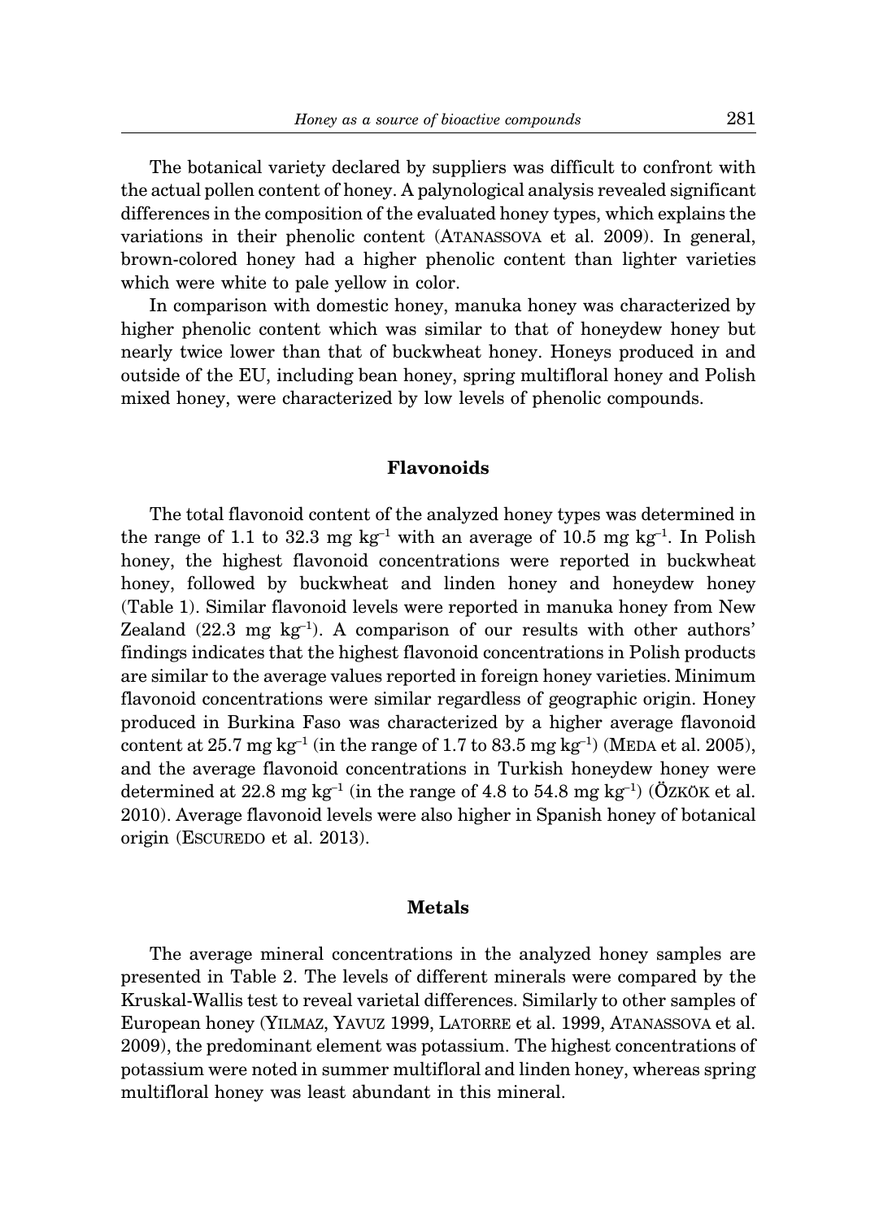The botanical variety declared by suppliers was difficult to confront with the actual pollen content of honey. A palynological analysis revealed significant differences in the composition of the evaluated honey types, which explains the variations in their phenolic content (ATANASSOVA et al. 2009). In general, brown-colored honey had a higher phenolic content than lighter varieties which were white to pale yellow in color.

In comparison with domestic honey, manuka honey was characterized by higher phenolic content which was similar to that of honeydew honey but nearly twice lower than that of buckwheat honey. Honeys produced in and outside of the EU, including bean honey, spring multifloral honey and Polish mixed honey, were characterized by low levels of phenolic compounds.

## Flavonoids

The total flavonoid content of the analyzed honey types was determined in the range of 1.1 to 32.3 mg $kg^{-1}$ with an average of 10.5 mg $kg^{-1}$. In Polish honey, the highest flavonoid concentrations were reported in buckwheat honey, followed by buckwheat and linden honey and honeydew honey (Table 1). Similar flavonoid levels were reported in manuka honey from New Zealand (22.3 mg $kg^{-1}$). A comparison of our results with other authors' findings indicates that the highest flavonoid concentrations in Polish products are similar to the average values reported in foreign honey varieties. Minimum flavonoid concentrations were similar regardless of geographic origin. Honey produced in Burkina Faso was characterized by a higher average flavonoid content at 25.7 mg $kg^{-1}$ (in the range of 1.7 to 83.5 mg $kg^{-1}$) (MEDA et al. 2005), and the average flavonoid concentrations in Turkish honeydew honey were determined at 22.8 mg $kg^{-1}$ (in the range of 4.8 to 54.8 mg $kg^{-1}$) (ÖZKÖK et al. 2010). Average flavonoid levels were also higher in Spanish honey of botanical origin (ESCUREDO et al. 2013).

## Metals

The average mineral concentrations in the analyzed honey samples are presented in Table 2. The levels of different minerals were compared by the Kruskal-Wallis test to reveal varietal differences. Similarly to other samples of European honey (YILMAZ, YAVUZ 1999, LATORRE et al. 1999, ATANASSOVA et al. 2009), the predominant element was potassium. The highest concentrations of potassium were noted in summer multifloral and linden honey, whereas spring multifloral honey was least abundant in this mineral.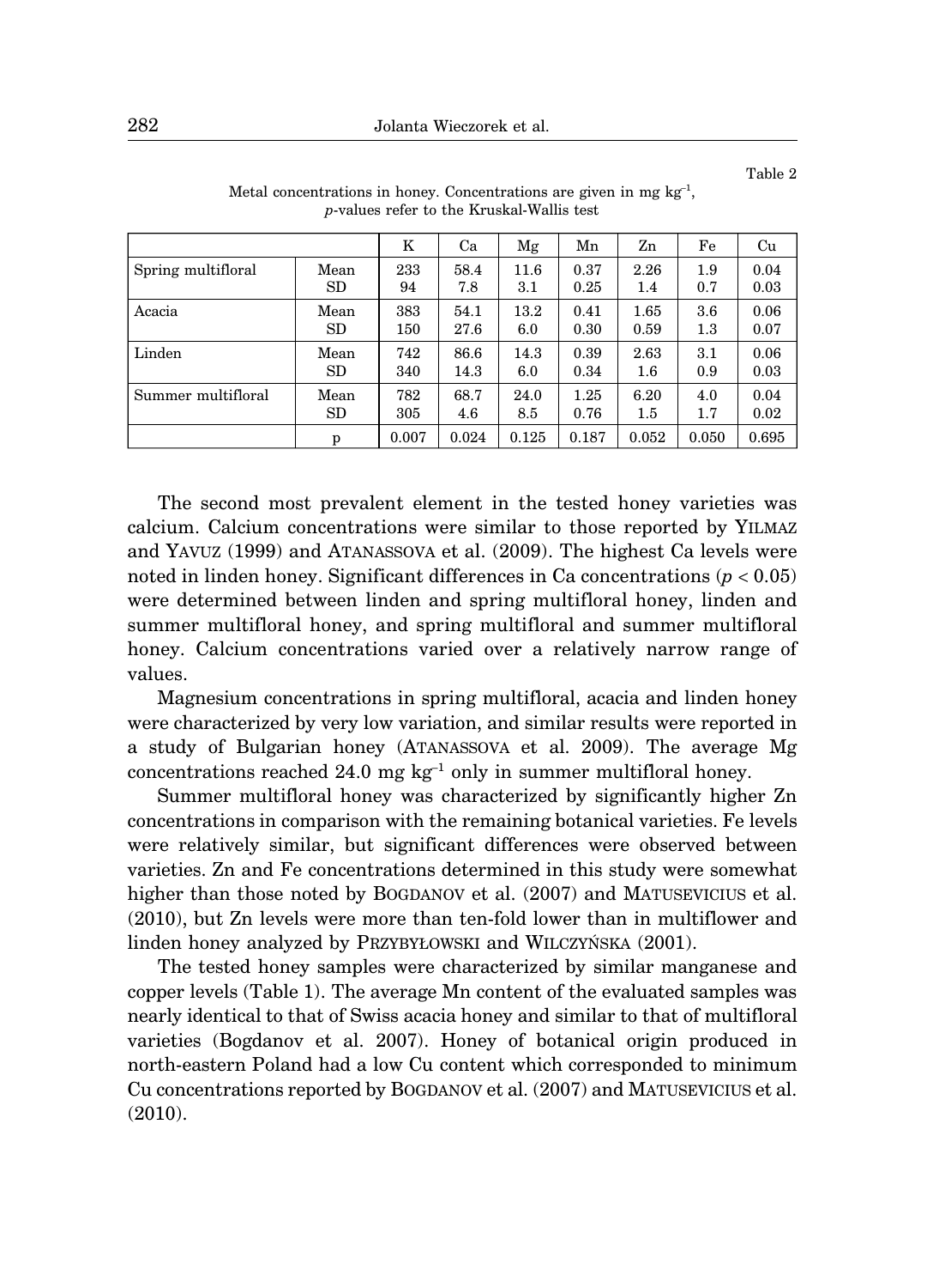Table 2

Metal concentrations in honey. Concentrations are given in mg kg$^{-1}$, *p*-values refer to the Kruskal-Wallis test

| | | K | Ca | Mg | Mn | Zn | Fe | Cu |
|---|---|---|---|---|---|---|---|---|
| Spring multifloral | Mean | 233 | 58.4 | 11.6 | 0.37 | 2.26 | 1.9 | 0.04 |
| | SD | 94 | 7.8 | 3.1 | 0.25 | 1.4 | 0.7 | 0.03 |
| Acacia | Mean | 383 | 54.1 | 13.2 | 0.41 | 1.65 | 3.6 | 0.06 |
| | SD | 150 | 27.6 | 6.0 | 0.30 | 0.59 | 1.3 | 0.07 |
| Linden | Mean | 742 | 86.6 | 14.3 | 0.39 | 2.63 | 3.1 | 0.06 |
| | SD | 340 | 14.3 | 6.0 | 0.34 | 1.6 | 0.9 | 0.03 |
| Summer multifloral | Mean | 782 | 68.7 | 24.0 | 1.25 | 6.20 | 4.0 | 0.04 |
| | SD | 305 | 4.6 | 8.5 | 0.76 | 1.5 | 1.7 | 0.02 |
| | p | 0.007 | 0.024 | 0.125 | 0.187 | 0.052 | 0.050 | 0.695 |

The second most prevalent element in the tested honey varieties was calcium. Calcium concentrations were similar to those reported by YILMAZ and YAVUZ (1999) and ATANASSOVA et al. (2009). The highest Ca levels were noted in linden honey. Significant differences in Ca concentrations ($p < 0.05$) were determined between linden and spring multifloral honey, linden and summer multifloral honey, and spring multifloral and summer multifloral honey. Calcium concentrations varied over a relatively narrow range of values.

Magnesium concentrations in spring multifloral, acacia and linden honey were characterized by very low variation, and similar results were reported in a study of Bulgarian honey (ATANASSOVA et al. 2009). The average Mg concentrations reached 24.0 mg kg$^{-1}$ only in summer multifloral honey.

Summer multifloral honey was characterized by significantly higher Zn concentrations in comparison with the remaining botanical varieties. Fe levels were relatively similar, but significant differences were observed between varieties. Zn and Fe concentrations determined in this study were somewhat higher than those noted by BOGDANOV et al. (2007) and MATUSEVICIUS et al. (2010), but Zn levels were more than ten-fold lower than in multiflower and linden honey analyzed by PRZYBYŁOWSKI and WILCZYŃSKA (2001).

The tested honey samples were characterized by similar manganese and copper levels (Table 1). The average Mn content of the evaluated samples was nearly identical to that of Swiss acacia honey and similar to that of multifloral varieties (Bogdanov et al. 2007). Honey of botanical origin produced in north-eastern Poland had a low Cu content which corresponded to minimum Cu concentrations reported by BOGDANOV et al. (2007) and MATUSEVICIUS et al. (2010).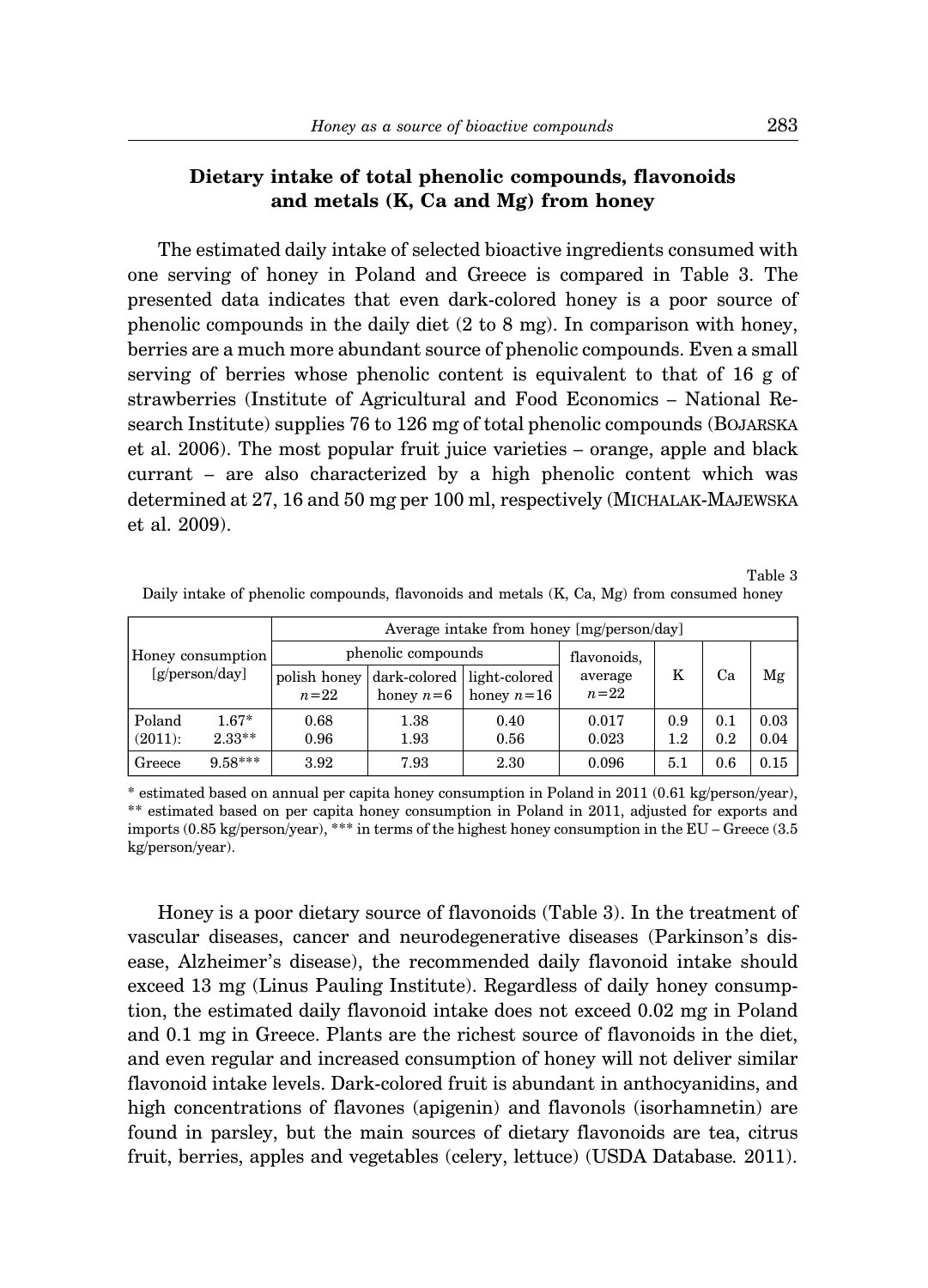## Dietary intake of total phenolic compounds, flavonoids and metals (K, Ca and Mg) from honey

The estimated daily intake of selected bioactive ingredients consumed with one serving of honey in Poland and Greece is compared in Table 3. The presented data indicates that even dark-colored honey is a poor source of phenolic compounds in the daily diet (2 to 8 mg). In comparison with honey, berries are a much more abundant source of phenolic compounds. Even a small serving of berries whose phenolic content is equivalent to that of 16 g of strawberries (Institute of Agricultural and Food Economics – National Research Institute) supplies 76 to 126 mg of total phenolic compounds (BOJARSKA et al. 2006). The most popular fruit juice varieties – orange, apple and black currant – are also characterized by a high phenolic content which was determined at 27, 16 and 50 mg per 100 ml, respectively (MICHALAK-MAJEWSKA et al. 2009).

Table 3

Daily intake of phenolic compounds, flavonoids and metals (K, Ca, Mg) from consumed honey

| Honey consumption [g/person/day] | | Average intake from honey [mg/person/day] | | | | | | |
|---|---|---|---|---|---|---|---|---|
| | | phenolic compounds | | | flavonoids, average $n$=22 | K | Ca | Mg |
| | | polish honey $n$=22 | dark-colored honey $n$=6 | light-colored honey $n$=16 | | | | |
| Poland (2011): | 1.67* | 0.68 | 1.38 | 0.40 | 0.017 | 0.9 | 0.1 | 0.03 |
| | 2.33** | 0.96 | 1.93 | 0.56 | 0.023 | 1.2 | 0.2 | 0.04 |
| Greece | 9.58*** | 3.92 | 7.93 | 2.30 | 0.096 | 5.1 | 0.6 | 0.15 |

\* estimated based on annual per capita honey consumption in Poland in 2011 (0.61 kg/person/year), ** estimated based on per capita honey consumption in Poland in 2011, adjusted for exports and imports (0.85 kg/person/year), *** in terms of the highest honey consumption in the EU – Greece (3.5 kg/person/year).

Honey is a poor dietary source of flavonoids (Table 3). In the treatment of vascular diseases, cancer and neurodegenerative diseases (Parkinson's disease, Alzheimer's disease), the recommended daily flavonoid intake should exceed 13 mg (Linus Pauling Institute). Regardless of daily honey consumption, the estimated daily flavonoid intake does not exceed 0.02 mg in Poland and 0.1 mg in Greece. Plants are the richest source of flavonoids in the diet, and even regular and increased consumption of honey will not deliver similar flavonoid intake levels. Dark-colored fruit is abundant in anthocyanidins, and high concentrations of flavones (apigenin) and flavonols (isorhamnetin) are found in parsley, but the main sources of dietary flavonoids are tea, citrus fruit, berries, apples and vegetables (celery, lettuce) (USDA Database. 2011).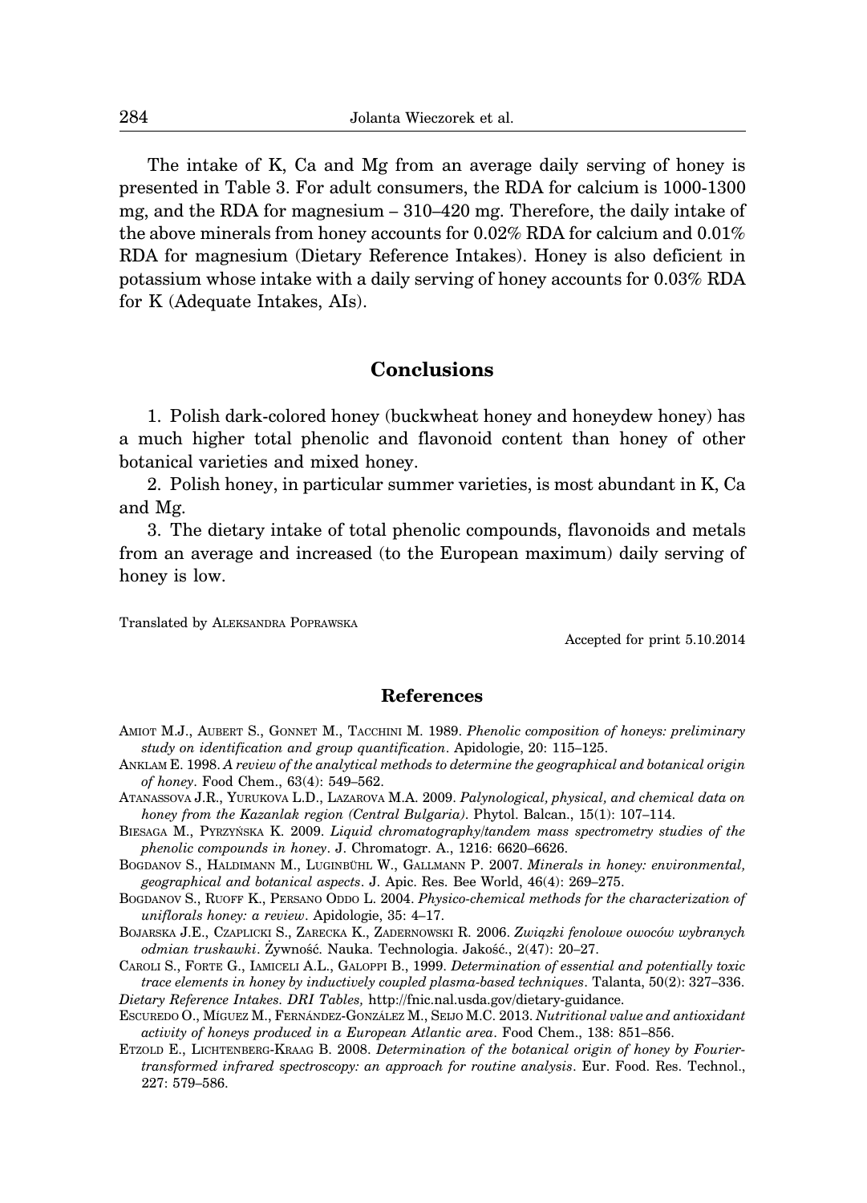The intake of K, Ca and Mg from an average daily serving of honey is presented in Table 3. For adult consumers, the RDA for calcium is 1000-1300 mg, and the RDA for magnesium – 310–420 mg. Therefore, the daily intake of the above minerals from honey accounts for 0.02% RDA for calcium and 0.01% RDA for magnesium (Dietary Reference Intakes). Honey is also deficient in potassium whose intake with a daily serving of honey accounts for 0.03% RDA for K (Adequate Intakes, AIs).

## Conclusions

1. Polish dark-colored honey (buckwheat honey and honeydew honey) has a much higher total phenolic and flavonoid content than honey of other botanical varieties and mixed honey.

2. Polish honey, in particular summer varieties, is most abundant in K, Ca and Mg.

3. The dietary intake of total phenolic compounds, flavonoids and metals from an average and increased (to the European maximum) daily serving of honey is low.

Translated by Aleksandra Poprawska

Accepted for print 5.10.2014

## References

Amiot M.J., Aubert S., Gonnet M., Tacchini M. 1989. *Phenolic composition of honeys: preliminary study on identification and group quantification*. Apidologie, 20: 115–125.

Anklam E. 1998. *A review of the analytical methods to determine the geographical and botanical origin of honey*. Food Chem., 63(4): 549–562.

Atanassova J.R., Yurukova L.D., Lazarova M.A. 2009. *Palynological, physical, and chemical data on honey from the Kazanlak region (Central Bulgaria)*. Phytol. Balcan., 15(1): 107–114.

Biesaga M., Pyrzyńska K. 2009. *Liquid chromatography/tandem mass spectrometry studies of the phenolic compounds in honey*. J. Chromatogr. A., 1216: 6620–6626.

Bogdanov S., Haldimann M., Luginbühl W., Gallmann P. 2007. *Minerals in honey: environmental, geographical and botanical aspects*. J. Apic. Res. Bee World, 46(4): 269–275.

Bogdanov S., Ruoff K., Persano Oddo L. 2004. *Physico-chemical methods for the characterization of uniflorals honey: a review*. Apidologie, 35: 4–17.

Bojarska J.E., Czaplicki S., Zarecka K., Zadernowski R. 2006. *Związki fenolowe owoców wybranych odmian truskawki*. Żywność. Nauka. Technologia. Jakość., 2(47): 20–27.

Caroli S., Forte G., Iamiceli A.L., Galoppi B., 1999. *Determination of essential and potentially toxic trace elements in honey by inductively coupled plasma-based techniques*. Talanta, 50(2): 327–336.

*Dietary Reference Intakes. DRI Tables,* http://fnic.nal.usda.gov/dietary-guidance.

Escuredo O., Míguez M., Fernández-González M., Seijo M.C. 2013. *Nutritional value and antioxidant activity of honeys produced in a European Atlantic area*. Food Chem., 138: 851–856.

Etzold E., Lichtenberg-Kraag B. 2008. *Determination of the botanical origin of honey by Fourier-transformed infrared spectroscopy: an approach for routine analysis*. Eur. Food. Res. Technol., 227: 579–586.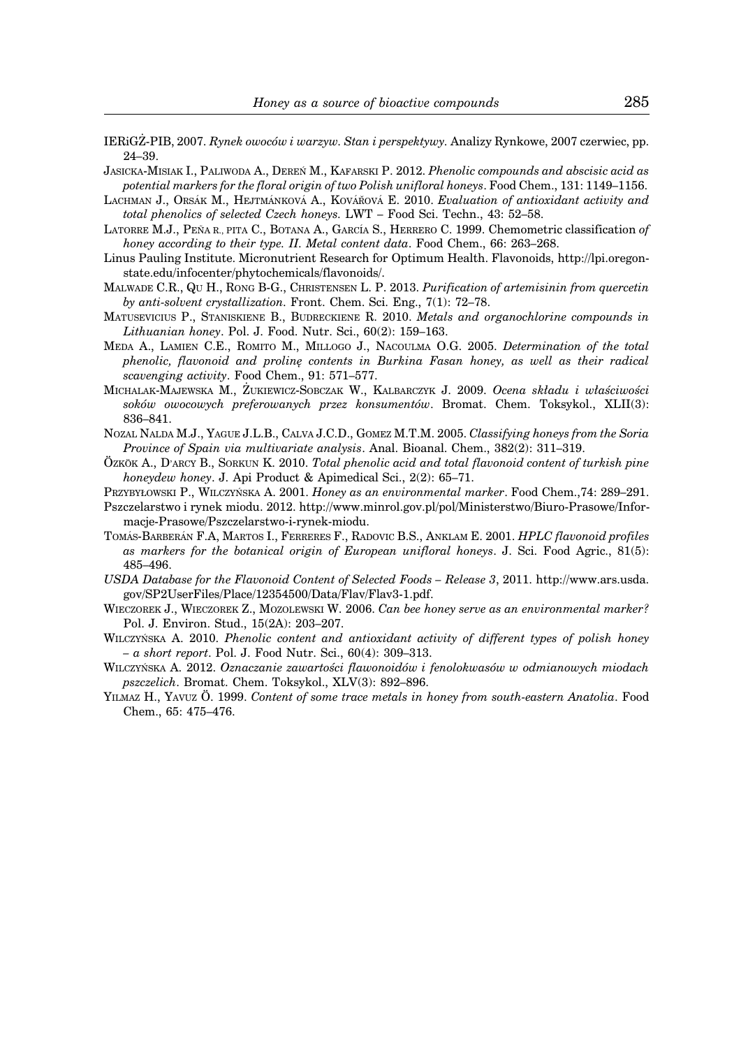IERiGŻ-PIB, 2007. *Rynek owoców i warzyw. Stan i perspektywy*. Analizy Rynkowe, 2007 czerwiec, pp. 24–39.

JASICKA-MISIAK I., PALIWODA A., DEREŃ M., KAFARSKI P. 2012. *Phenolic compounds and abscisic acid as potential markers for the floral origin of two Polish unifloral honeys*. Food Chem., 131: 1149–1156.

LACHMAN J., ORSÁK M., HEJTMÁNKOVÁ A., KOVÁŘOVÁ E. 2010. *Evaluation of antioxidant activity and total phenolics of selected Czech honeys*. LWT – Food Sci. Techn., 43: 52–58.

LATORRE M.J., PEÑA R., PITA C., BOTANA A., GARCÍA S., HERRERO C. 1999. Chemometric classification *of honey according to their type. II. Metal content data*. Food Chem., 66: 263–268.

Linus Pauling Institute. Micronutrient Research for Optimum Health. Flavonoids, http://lpi.oregonstate.edu/infocenter/phytochemicals/flavonoids/.

MALWADE C.R., QU H., RONG B-G., CHRISTENSEN L. P. 2013. *Purification of artemisinin from quercetin by anti-solvent crystallization*. Front. Chem. Sci. Eng., 7(1): 72–78.

MATUSEVICIUS P., STANISKIENE B., BUDRECKIENE R. 2010. *Metals and organochlorine compounds in Lithuanian honey*. Pol. J. Food. Nutr. Sci., 60(2): 159–163.

MEDA A., LAMIEN C.E., ROMITO M., MILLOGO J., NACOULMA O.G. 2005. *Determination of the total phenolic, flavonoid and prolinę contents in Burkina Fasan honey, as well as their radical scavenging activity*. Food Chem., 91: 571–577.

MICHALAK-MAJEWSKA M., ŻUKIEWICZ-SOBCZAK W., KALBARCZYK J. 2009. *Ocena składu i właściwości soków owocowych preferowanych przez konsumentów*. Bromat. Chem. Toksykol., XLII(3): 836–841.

NOZAL NALDA M.J., YAGUE J.L.B., CALVA J.C.D., GOMEZ M.T.M. 2005. *Classifying honeys from the Soria Province of Spain via multivariate analysis*. Anal. Bioanal. Chem., 382(2): 311–319.

ÖZKÖK A., D'ARCY B., SORKUN K. 2010. *Total phenolic acid and total flavonoid content of turkish pine honeydew honey*. J. Api Product & Apimedical Sci., 2(2): 65–71.

PRZYBYŁOWSKI P., WILCZYŃSKA A. 2001. *Honey as an environmental marker*. Food Chem.,74: 289–291.

Pszczelarstwo i rynek miodu. 2012. http://www.minrol.gov.pl/pol/Ministerstwo/Biuro-Prasowe/Informacje-Prasowe/Pszczelarstwo-i-rynek-miodu.

TOMÁS-BARBERÁN F.A, MARTOS I., FERRERES F., RADOVIC B.S., ANKLAM E. 2001. *HPLC flavonoid profiles as markers for the botanical origin of European unifloral honeys*. J. Sci. Food Agric., 81(5): 485–496.

*USDA Database for the Flavonoid Content of Selected Foods – Release 3*, 2011. http://www.ars.usda.gov/SP2UserFiles/Place/12354500/Data/Flav/Flav3-1.pdf.

WIECZOREK J., WIECZOREK Z., MOZOLEWSKI W. 2006. *Can bee honey serve as an environmental marker?* Pol. J. Environ. Stud., 15(2A): 203–207.

WILCZYŃSKA A. 2010. *Phenolic content and antioxidant activity of different types of polish honey – a short report*. Pol. J. Food Nutr. Sci., 60(4): 309–313.

WILCZYŃSKA A. 2012. *Oznaczanie zawartości flawonoidów i fenolokwasów w odmianowych miodach pszczelich*. Bromat. Chem. Toksykol., XLV(3): 892–896.

YILMAZ H., YAVUZ Ö. 1999. *Content of some trace metals in honey from south-eastern Anatolia*. Food Chem., 65: 475–476.